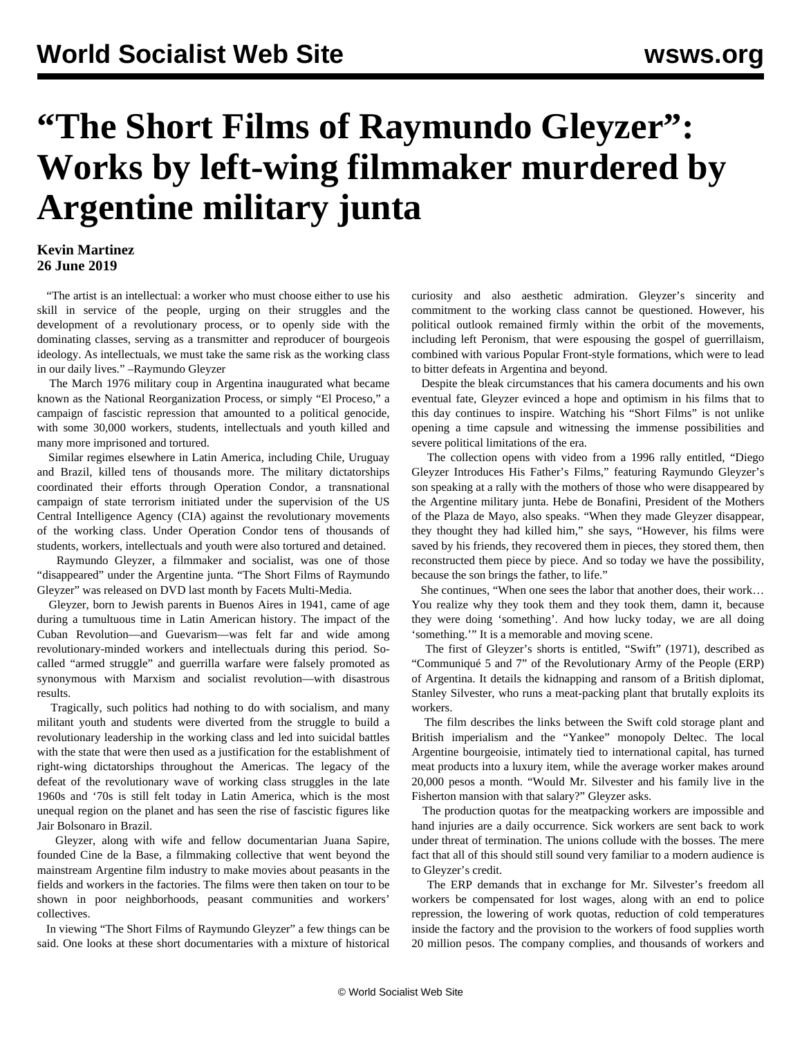# "The Short Films of Raymundo Gleyzer": Works by left-wing filmmaker murdered by Argentine military junta

**Kevin Martinez**
**26 June 2019**

"The artist is an intellectual: a worker who must choose either to use his skill in service of the people, urging on their struggles and the development of a revolutionary process, or to openly side with the dominating classes, serving as a transmitter and reproducer of bourgeois ideology. As intellectuals, we must take the same risk as the working class in our daily lives." –Raymundo Gleyzer

The March 1976 military coup in Argentina inaugurated what became known as the National Reorganization Process, or simply "El Proceso," a campaign of fascistic repression that amounted to a political genocide, with some 30,000 workers, students, intellectuals and youth killed and many more imprisoned and tortured.

Similar regimes elsewhere in Latin America, including Chile, Uruguay and Brazil, killed tens of thousands more. The military dictatorships coordinated their efforts through Operation Condor, a transnational campaign of state terrorism initiated under the supervision of the US Central Intelligence Agency (CIA) against the revolutionary movements of the working class. Under Operation Condor tens of thousands of students, workers, intellectuals and youth were also tortured and detained.

Raymundo Gleyzer, a filmmaker and socialist, was one of those "disappeared" under the Argentine junta. "The Short Films of Raymundo Gleyzer" was released on DVD last month by Facets Multi-Media.

Gleyzer, born to Jewish parents in Buenos Aires in 1941, came of age during a tumultuous time in Latin American history. The impact of the Cuban Revolution—and Guevarism—was felt far and wide among revolutionary-minded workers and intellectuals during this period. So-called "armed struggle" and guerrilla warfare were falsely promoted as synonymous with Marxism and socialist revolution—with disastrous results.

Tragically, such politics had nothing to do with socialism, and many militant youth and students were diverted from the struggle to build a revolutionary leadership in the working class and led into suicidal battles with the state that were then used as a justification for the establishment of right-wing dictatorships throughout the Americas. The legacy of the defeat of the revolutionary wave of working class struggles in the late 1960s and '70s is still felt today in Latin America, which is the most unequal region on the planet and has seen the rise of fascistic figures like Jair Bolsonaro in Brazil.

Gleyzer, along with wife and fellow documentarian Juana Sapire, founded Cine de la Base, a filmmaking collective that went beyond the mainstream Argentine film industry to make movies about peasants in the fields and workers in the factories. The films were then taken on tour to be shown in poor neighborhoods, peasant communities and workers' collectives.

In viewing "The Short Films of Raymundo Gleyzer" a few things can be said. One looks at these short documentaries with a mixture of historical curiosity and also aesthetic admiration. Gleyzer's sincerity and commitment to the working class cannot be questioned. However, his political outlook remained firmly within the orbit of the movements, including left Peronism, that were espousing the gospel of guerrillaism, combined with various Popular Front-style formations, which were to lead to bitter defeats in Argentina and beyond.

Despite the bleak circumstances that his camera documents and his own eventual fate, Gleyzer evinced a hope and optimism in his films that to this day continues to inspire. Watching his "Short Films" is not unlike opening a time capsule and witnessing the immense possibilities and severe political limitations of the era.

The collection opens with video from a 1996 rally entitled, "Diego Gleyzer Introduces His Father's Films," featuring Raymundo Gleyzer's son speaking at a rally with the mothers of those who were disappeared by the Argentine military junta. Hebe de Bonafini, President of the Mothers of the Plaza de Mayo, also speaks. "When they made Gleyzer disappear, they thought they had killed him," she says, "However, his films were saved by his friends, they recovered them in pieces, they stored them, then reconstructed them piece by piece. And so today we have the possibility, because the son brings the father, to life."

She continues, "When one sees the labor that another does, their work… You realize why they took them and they took them, damn it, because they were doing 'something'. And how lucky today, we are all doing 'something.'" It is a memorable and moving scene.

The first of Gleyzer's shorts is entitled, "Swift" (1971), described as "Communiqué 5 and 7" of the Revolutionary Army of the People (ERP) of Argentina. It details the kidnapping and ransom of a British diplomat, Stanley Silvester, who runs a meat-packing plant that brutally exploits its workers.

The film describes the links between the Swift cold storage plant and British imperialism and the "Yankee" monopoly Deltec. The local Argentine bourgeoisie, intimately tied to international capital, has turned meat products into a luxury item, while the average worker makes around 20,000 pesos a month. "Would Mr. Silvester and his family live in the Fisherton mansion with that salary?" Gleyzer asks.

The production quotas for the meatpacking workers are impossible and hand injuries are a daily occurrence. Sick workers are sent back to work under threat of termination. The unions collude with the bosses. The mere fact that all of this should still sound very familiar to a modern audience is to Gleyzer's credit.

The ERP demands that in exchange for Mr. Silvester's freedom all workers be compensated for lost wages, along with an end to police repression, the lowering of work quotas, reduction of cold temperatures inside the factory and the provision to the workers of food supplies worth 20 million pesos. The company complies, and thousands of workers and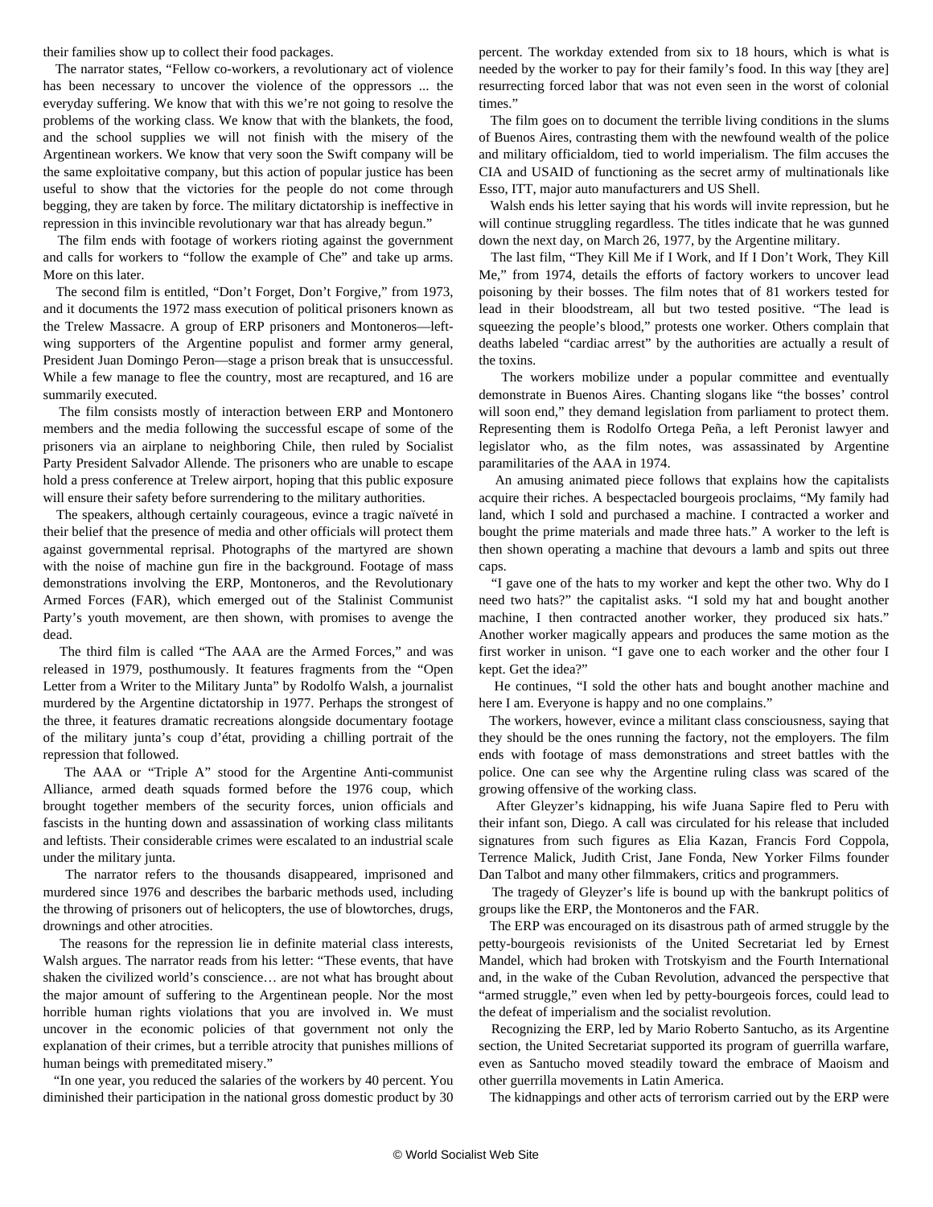their families show up to collect their food packages.

The narrator states, "Fellow co-workers, a revolutionary act of violence has been necessary to uncover the violence of the oppressors ... the everyday suffering. We know that with this we're not going to resolve the problems of the working class. We know that with the blankets, the food, and the school supplies we will not finish with the misery of the Argentinean workers. We know that very soon the Swift company will be the same exploitative company, but this action of popular justice has been useful to show that the victories for the people do not come through begging, they are taken by force. The military dictatorship is ineffective in repression in this invincible revolutionary war that has already begun."

The film ends with footage of workers rioting against the government and calls for workers to "follow the example of Che" and take up arms. More on this later.

The second film is entitled, "Don't Forget, Don't Forgive," from 1973, and it documents the 1972 mass execution of political prisoners known as the Trelew Massacre. A group of ERP prisoners and Montoneros—left-wing supporters of the Argentine populist and former army general, President Juan Domingo Peron—stage a prison break that is unsuccessful. While a few manage to flee the country, most are recaptured, and 16 are summarily executed.

The film consists mostly of interaction between ERP and Montonero members and the media following the successful escape of some of the prisoners via an airplane to neighboring Chile, then ruled by Socialist Party President Salvador Allende. The prisoners who are unable to escape hold a press conference at Trelew airport, hoping that this public exposure will ensure their safety before surrendering to the military authorities.

The speakers, although certainly courageous, evince a tragic naïveté in their belief that the presence of media and other officials will protect them against governmental reprisal. Photographs of the martyred are shown with the noise of machine gun fire in the background. Footage of mass demonstrations involving the ERP, Montoneros, and the Revolutionary Armed Forces (FAR), which emerged out of the Stalinist Communist Party's youth movement, are then shown, with promises to avenge the dead.

The third film is called "The AAA are the Armed Forces," and was released in 1979, posthumously. It features fragments from the "Open Letter from a Writer to the Military Junta" by Rodolfo Walsh, a journalist murdered by the Argentine dictatorship in 1977. Perhaps the strongest of the three, it features dramatic recreations alongside documentary footage of the military junta's coup d'état, providing a chilling portrait of the repression that followed.

The AAA or "Triple A" stood for the Argentine Anti-communist Alliance, armed death squads formed before the 1976 coup, which brought together members of the security forces, union officials and fascists in the hunting down and assassination of working class militants and leftists. Their considerable crimes were escalated to an industrial scale under the military junta.

The narrator refers to the thousands disappeared, imprisoned and murdered since 1976 and describes the barbaric methods used, including the throwing of prisoners out of helicopters, the use of blowtorches, drugs, drownings and other atrocities.

The reasons for the repression lie in definite material class interests, Walsh argues. The narrator reads from his letter: "These events, that have shaken the civilized world's conscience… are not what has brought about the major amount of suffering to the Argentinean people. Nor the most horrible human rights violations that you are involved in. We must uncover in the economic policies of that government not only the explanation of their crimes, but a terrible atrocity that punishes millions of human beings with premeditated misery."

"In one year, you reduced the salaries of the workers by 40 percent. You diminished their participation in the national gross domestic product by 30 percent. The workday extended from six to 18 hours, which is what is needed by the worker to pay for their family's food. In this way [they are] resurrecting forced labor that was not even seen in the worst of colonial times."

The film goes on to document the terrible living conditions in the slums of Buenos Aires, contrasting them with the newfound wealth of the police and military officialdom, tied to world imperialism. The film accuses the CIA and USAID of functioning as the secret army of multinationals like Esso, ITT, major auto manufacturers and US Shell.

Walsh ends his letter saying that his words will invite repression, but he will continue struggling regardless. The titles indicate that he was gunned down the next day, on March 26, 1977, by the Argentine military.

The last film, "They Kill Me if I Work, and If I Don't Work, They Kill Me," from 1974, details the efforts of factory workers to uncover lead poisoning by their bosses. The film notes that of 81 workers tested for lead in their bloodstream, all but two tested positive. "The lead is squeezing the people's blood," protests one worker. Others complain that deaths labeled "cardiac arrest" by the authorities are actually a result of the toxins.

The workers mobilize under a popular committee and eventually demonstrate in Buenos Aires. Chanting slogans like "the bosses' control will soon end," they demand legislation from parliament to protect them. Representing them is Rodolfo Ortega Peña, a left Peronist lawyer and legislator who, as the film notes, was assassinated by Argentine paramilitaries of the AAA in 1974.

An amusing animated piece follows that explains how the capitalists acquire their riches. A bespectacled bourgeois proclaims, "My family had land, which I sold and purchased a machine. I contracted a worker and bought the prime materials and made three hats." A worker to the left is then shown operating a machine that devours a lamb and spits out three caps.

"I gave one of the hats to my worker and kept the other two. Why do I need two hats?" the capitalist asks. "I sold my hat and bought another machine, I then contracted another worker, they produced six hats." Another worker magically appears and produces the same motion as the first worker in unison. "I gave one to each worker and the other four I kept. Get the idea?"

He continues, "I sold the other hats and bought another machine and here I am. Everyone is happy and no one complains."

The workers, however, evince a militant class consciousness, saying that they should be the ones running the factory, not the employers. The film ends with footage of mass demonstrations and street battles with the police. One can see why the Argentine ruling class was scared of the growing offensive of the working class.

After Gleyzer's kidnapping, his wife Juana Sapire fled to Peru with their infant son, Diego. A call was circulated for his release that included signatures from such figures as Elia Kazan, Francis Ford Coppola, Terrence Malick, Judith Crist, Jane Fonda, New Yorker Films founder Dan Talbot and many other filmmakers, critics and programmers.

The tragedy of Gleyzer's life is bound up with the bankrupt politics of groups like the ERP, the Montoneros and the FAR.

The ERP was encouraged on its disastrous path of armed struggle by the petty-bourgeois revisionists of the United Secretariat led by Ernest Mandel, which had broken with Trotskyism and the Fourth International and, in the wake of the Cuban Revolution, advanced the perspective that "armed struggle," even when led by petty-bourgeois forces, could lead to the defeat of imperialism and the socialist revolution.

Recognizing the ERP, led by Mario Roberto Santucho, as its Argentine section, the United Secretariat supported its program of guerrilla warfare, even as Santucho moved steadily toward the embrace of Maoism and other guerrilla movements in Latin America.

The kidnappings and other acts of terrorism carried out by the ERP were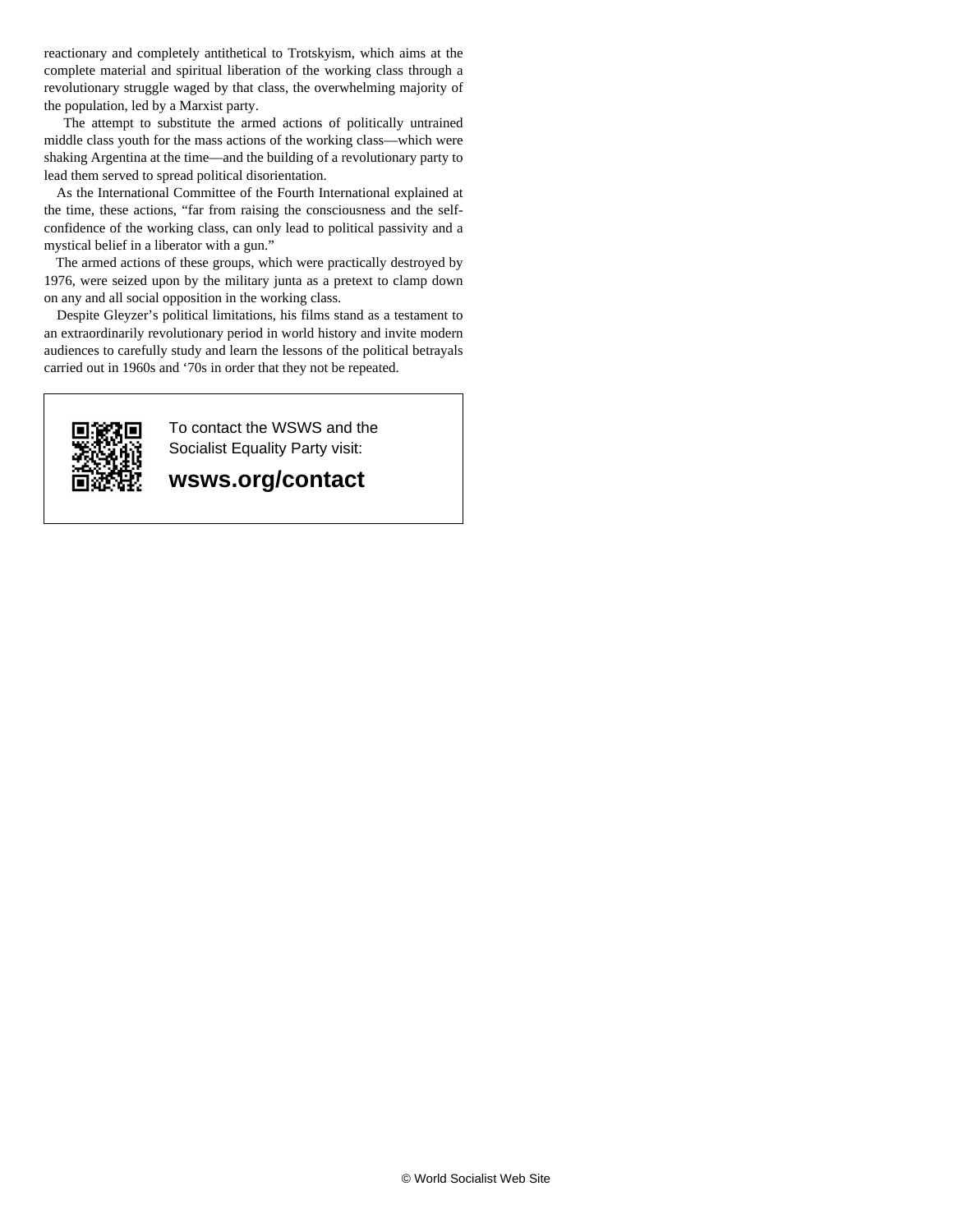reactionary and completely antithetical to Trotskyism, which aims at the complete material and spiritual liberation of the working class through a revolutionary struggle waged by that class, the overwhelming majority of the population, led by a Marxist party.

The attempt to substitute the armed actions of politically untrained middle class youth for the mass actions of the working class—which were shaking Argentina at the time—and the building of a revolutionary party to lead them served to spread political disorientation.

As the International Committee of the Fourth International explained at the time, these actions, "far from raising the consciousness and the self-confidence of the working class, can only lead to political passivity and a mystical belief in a liberator with a gun."

The armed actions of these groups, which were practically destroyed by 1976, were seized upon by the military junta as a pretext to clamp down on any and all social opposition in the working class.

Despite Gleyzer's political limitations, his films stand as a testament to an extraordinarily revolutionary period in world history and invite modern audiences to carefully study and learn the lessons of the political betrayals carried out in 1960s and '70s in order that they not be repeated.

To contact the WSWS and the Socialist Equality Party visit:

**wsws.org/contact**